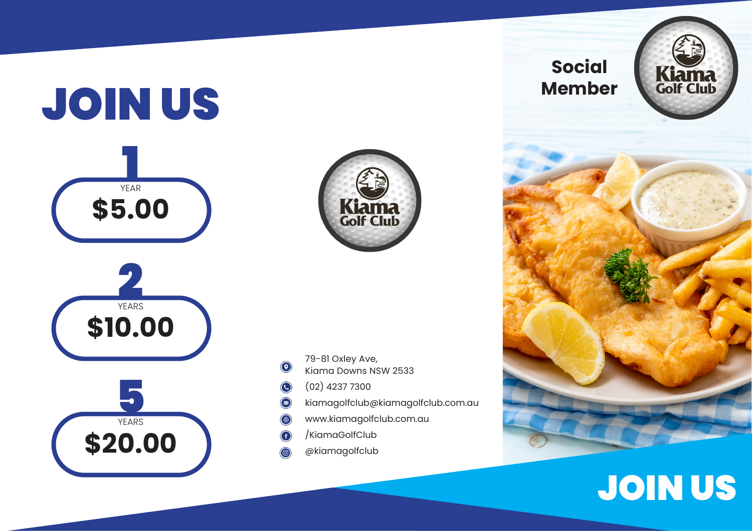# JOIN US

**1** YEAR
**$5.00**

**2** YEARS
**$10.00**

**5** YEARS
**$20.00**

Kiama Golf Club

79-81 Oxley Ave,
Kiama Downs NSW 2533

(02) 4237 7300

kiamagolfclub@kiamagolfclub.com.au

www.kiamagolfclub.com.au

/KiamaGolfClub

@kiamagolfclub

## Social Member

Kiama Golf Club

# JOIN US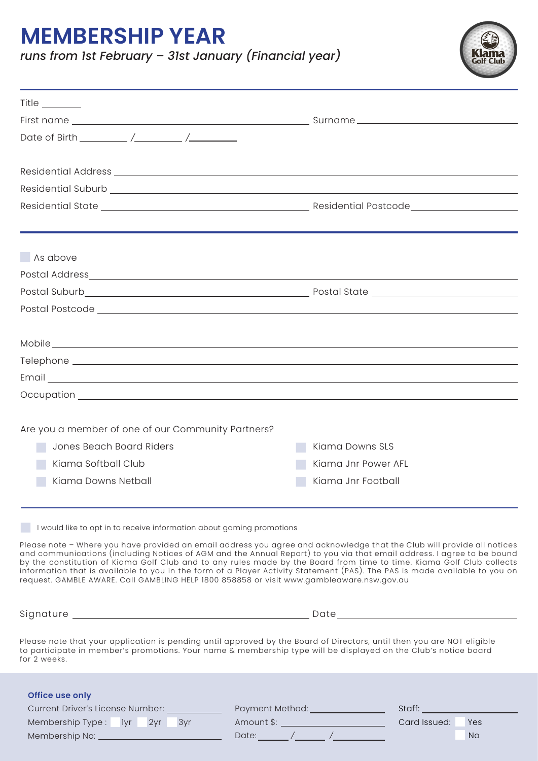# MEMBERSHIP YEAR

*runs from 1st February – 31st January (Financial year)*

Title ________

First name ________________________________ Surname ________________________________

Date of Birth ________ /________ /________

Residential Address ________________________________________________________________

Residential Suburb ________________________________________________________________

Residential State ________________________________ Residential Postcode ________________

☐ As above

Postal Address ________________________________________________________________

Postal Suburb ________________________________ Postal State ________________________

Postal Postcode ________________________________________________________________

Mobile ________________________________________________________________

Telephone ________________________________________________________________

Email ________________________________________________________________

Occupation ________________________________________________________________

Are you a member of one of our Community Partners?

☐ Jones Beach Board Riders

☐ Kiama Softball Club

☐ Kiama Downs Netball

☐ Kiama Downs SLS

☐ Kiama Jnr Power AFL

☐ Kiama Jnr Football

☐ I would like to opt in to receive information about gaming promotions

Please note – Where you have provided an email address you agree and acknowledge that the Club will provide all notices and communications (including Notices of AGM and the Annual Report) to you via that email address. I agree to be bound by the constitution of Kiama Golf Club and to any rules made by the Board from time to time. Kiama Golf Club collects information that is available to you in the form of a Player Activity Statement (PAS). The PAS is made available to you on request. GAMBLE AWARE. Call GAMBLING HELP 1800 858858 or visit www.gambleaware.nsw.gov.au

Signature ________________________________ Date ________________________

Please note that your application is pending until approved by the Board of Directors, until then you are NOT eligible to participate in member's promotions. Your name & membership type will be displayed on the Club's notice board for 2 weeks.

**Office use only**

Current Driver's License Number: ____________

Membership Type : ☐ 1yr ☐ 2yr ☐ 3yr

Membership No: ________________________

Payment Method: ________________

Amount $: ________________

Date: ______ /______ /________

Staff: ________________

Card Issued: ☐ Yes ☐ No